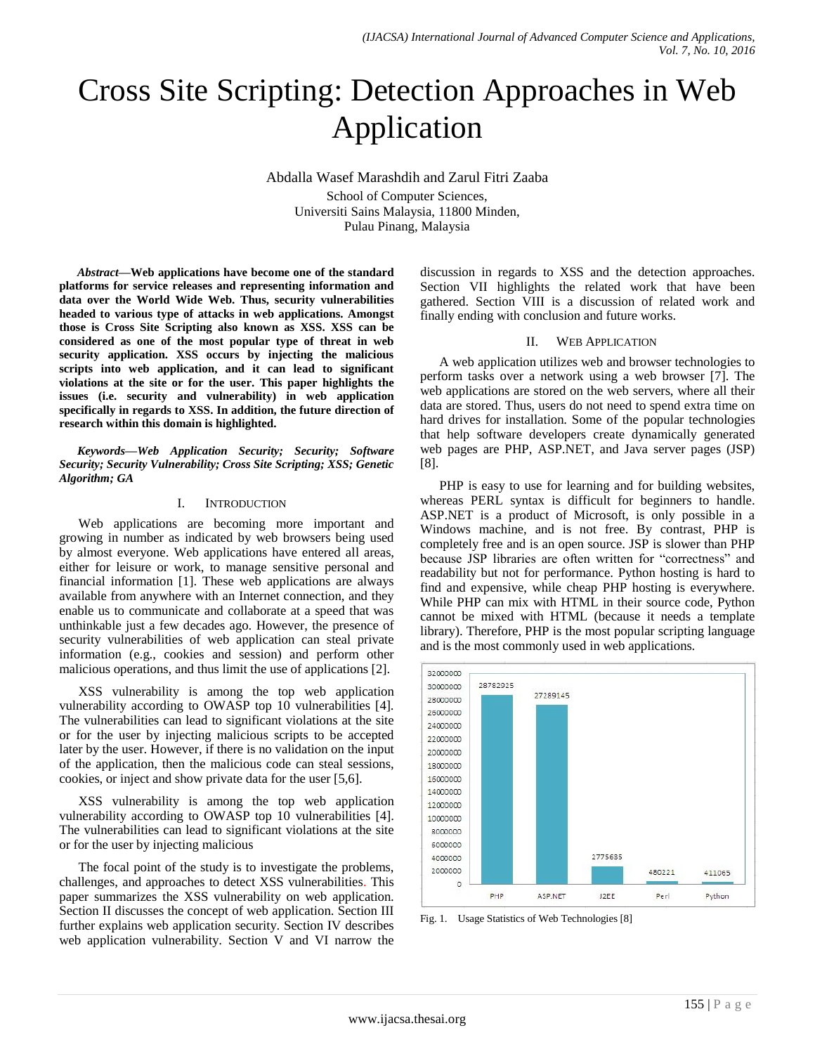# Cross Site Scripting: Detection Approaches in Web Application

Abdalla Wasef Marashdih and Zarul Fitri Zaaba

School of Computer Sciences,
Universiti Sains Malaysia, 11800 Minden,
Pulau Pinang, Malaysia

***Abstract*—Web applications have become one of the standard platforms for service releases and representing information and data over the World Wide Web. Thus, security vulnerabilities headed to various type of attacks in web applications. Amongst those is Cross Site Scripting also known as XSS. XSS can be considered as one of the most popular type of threat in web security application. XSS occurs by injecting the malicious scripts into web application, and it can lead to significant violations at the site or for the user. This paper highlights the issues (i.e. security and vulnerability) in web application specifically in regards to XSS. In addition, the future direction of research within this domain is highlighted.**

***Keywords—Web Application Security; Security; Software Security; Security Vulnerability; Cross Site Scripting; XSS; Genetic Algorithm; GA***

## I. Introduction

Web applications are becoming more important and growing in number as indicated by web browsers being used by almost everyone. Web applications have entered all areas, either for leisure or work, to manage sensitive personal and financial information [1]. These web applications are always available from anywhere with an Internet connection, and they enable us to communicate and collaborate at a speed that was unthinkable just a few decades ago. However, the presence of security vulnerabilities of web application can steal private information (e.g., cookies and session) and perform other malicious operations, and thus limit the use of applications [2].

XSS vulnerability is among the top web application vulnerability according to OWASP top 10 vulnerabilities [4]. The vulnerabilities can lead to significant violations at the site or for the user by injecting malicious scripts to be accepted later by the user. However, if there is no validation on the input of the application, then the malicious code can steal sessions, cookies, or inject and show private data for the user [5,6].

XSS vulnerability is among the top web application vulnerability according to OWASP top 10 vulnerabilities [4]. The vulnerabilities can lead to significant violations at the site or for the user by injecting malicious

The focal point of the study is to investigate the problems, challenges, and approaches to detect XSS vulnerabilities. This paper summarizes the XSS vulnerability on web application. Section II discusses the concept of web application. Section III further explains web application security. Section IV describes web application vulnerability. Section V and VI narrow the discussion in regards to XSS and the detection approaches. Section VII highlights the related work that have been gathered. Section VIII is a discussion of related work and finally ending with conclusion and future works.

## II. Web Application

A web application utilizes web and browser technologies to perform tasks over a network using a web browser [7]. The web applications are stored on the web servers, where all their data are stored. Thus, users do not need to spend extra time on hard drives for installation. Some of the popular technologies that help software developers create dynamically generated web pages are PHP, ASP.NET, and Java server pages (JSP) [8].

PHP is easy to use for learning and for building websites, whereas PERL syntax is difficult for beginners to handle. ASP.NET is a product of Microsoft, is only possible in a Windows machine, and is not free. By contrast, PHP is completely free and is an open source. JSP is slower than PHP because JSP libraries are often written for "correctness" and readability but not for performance. Python hosting is hard to find and expensive, while cheap PHP hosting is everywhere. While PHP can mix with HTML in their source code, Python cannot be mixed with HTML (because it needs a template library). Therefore, PHP is the most popular scripting language and is the most commonly used in web applications.

| Technology | Usage |
|---|---|
| PHP | 28782925 |
| ASP.NET | 27289145 |
| J2EE | 2775635 |
| Perl | 480221 |
| Python | 411065 |

Fig. 1. Usage Statistics of Web Technologies [8]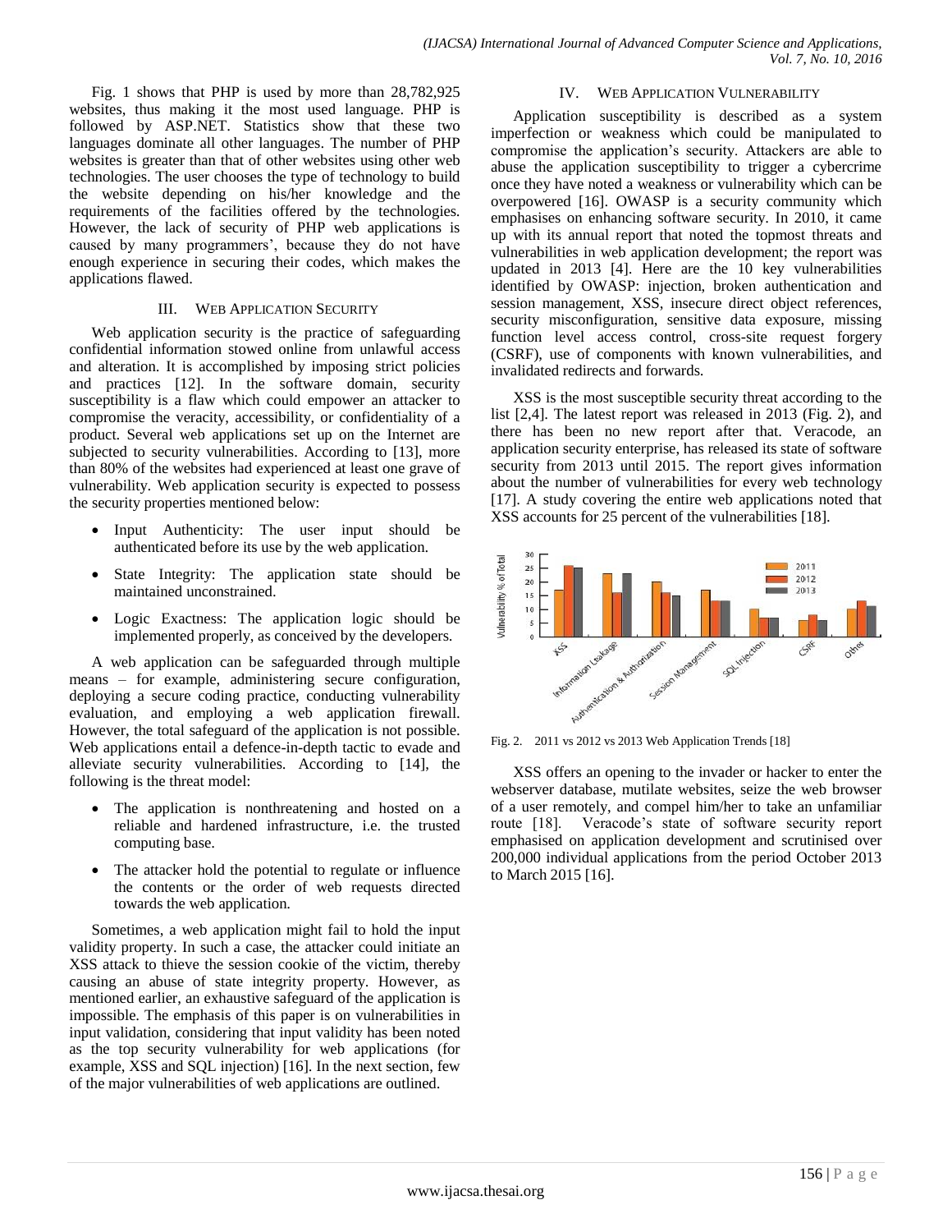Fig. 1 shows that PHP is used by more than 28,782,925 websites, thus making it the most used language. PHP is followed by ASP.NET. Statistics show that these two languages dominate all other languages. The number of PHP websites is greater than that of other websites using other web technologies. The user chooses the type of technology to build the website depending on his/her knowledge and the requirements of the facilities offered by the technologies. However, the lack of security of PHP web applications is caused by many programmers', because they do not have enough experience in securing their codes, which makes the applications flawed.

## III. Web Application Security

Web application security is the practice of safeguarding confidential information stowed online from unlawful access and alteration. It is accomplished by imposing strict policies and practices [12]. In the software domain, security susceptibility is a flaw which could empower an attacker to compromise the veracity, accessibility, or confidentiality of a product. Several web applications set up on the Internet are subjected to security vulnerabilities. According to [13], more than 80% of the websites had experienced at least one grave of vulnerability. Web application security is expected to possess the security properties mentioned below:

- Input Authenticity: The user input should be authenticated before its use by the web application.
- State Integrity: The application state should be maintained unconstrained.
- Logic Exactness: The application logic should be implemented properly, as conceived by the developers.

A web application can be safeguarded through multiple means – for example, administering secure configuration, deploying a secure coding practice, conducting vulnerability evaluation, and employing a web application firewall. However, the total safeguard of the application is not possible. Web applications entail a defence-in-depth tactic to evade and alleviate security vulnerabilities. According to [14], the following is the threat model:

- The application is nonthreatening and hosted on a reliable and hardened infrastructure, i.e. the trusted computing base.
- The attacker hold the potential to regulate or influence the contents or the order of web requests directed towards the web application.

Sometimes, a web application might fail to hold the input validity property. In such a case, the attacker could initiate an XSS attack to thieve the session cookie of the victim, thereby causing an abuse of state integrity property. However, as mentioned earlier, an exhaustive safeguard of the application is impossible. The emphasis of this paper is on vulnerabilities in input validation, considering that input validity has been noted as the top security vulnerability for web applications (for example, XSS and SQL injection) [16]. In the next section, few of the major vulnerabilities of web applications are outlined.

## IV. Web Application Vulnerability

Application susceptibility is described as a system imperfection or weakness which could be manipulated to compromise the application's security. Attackers are able to abuse the application susceptibility to trigger a cybercrime once they have noted a weakness or vulnerability which can be overpowered [16]. OWASP is a security community which emphasises on enhancing software security. In 2010, it came up with its annual report that noted the topmost threats and vulnerabilities in web application development; the report was updated in 2013 [4]. Here are the 10 key vulnerabilities identified by OWASP: injection, broken authentication and session management, XSS, insecure direct object references, security misconfiguration, sensitive data exposure, missing function level access control, cross-site request forgery (CSRF), use of components with known vulnerabilities, and invalidated redirects and forwards.

XSS is the most susceptible security threat according to the list [2,4]. The latest report was released in 2013 (Fig. 2), and there has been no new report after that. Veracode, an application security enterprise, has released its state of software security from 2013 until 2015. The report gives information about the number of vulnerabilities for every web technology [17]. A study covering the entire web applications noted that XSS accounts for 25 percent of the vulnerabilities [18].

Fig. 2. 2011 vs 2012 vs 2013 Web Application Trends [18]

XSS offers an opening to the invader or hacker to enter the webserver database, mutilate websites, seize the web browser of a user remotely, and compel him/her to take an unfamiliar route [18]. Veracode's state of software security report emphasised on application development and scrutinised over 200,000 individual applications from the period October 2013 to March 2015 [16].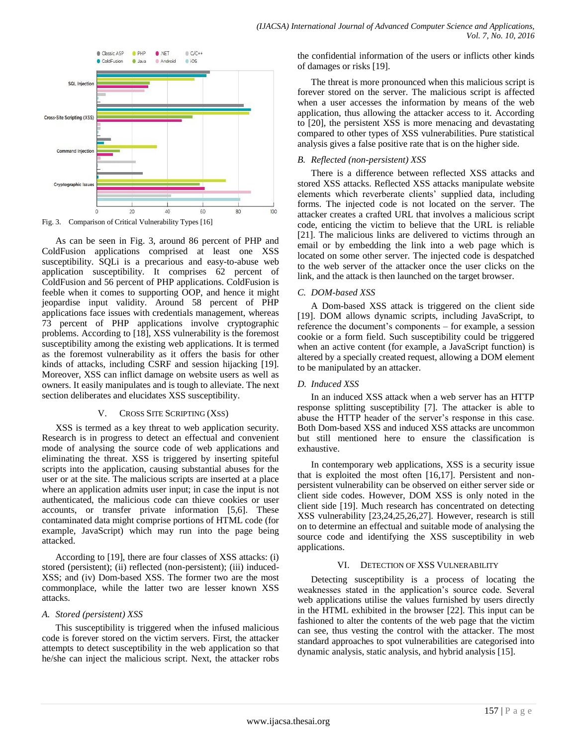Fig. 3. Comparison of Critical Vulnerability Types [16]

As can be seen in Fig. 3, around 86 percent of PHP and ColdFusion applications comprised at least one XSS susceptibility. SQLi is a precarious and easy-to-abuse web application susceptibility. It comprises 62 percent of ColdFusion and 56 percent of PHP applications. ColdFusion is feeble when it comes to supporting OOP, and hence it might jeopardise input validity. Around 58 percent of PHP applications face issues with credentials management, whereas 73 percent of PHP applications involve cryptographic problems. According to [18], XSS vulnerability is the foremost susceptibility among the existing web applications. It is termed as the foremost vulnerability as it offers the basis for other kinds of attacks, including CSRF and session hijacking [19]. Moreover, XSS can inflict damage on website users as well as owners. It easily manipulates and is tough to alleviate. The next section deliberates and elucidates XSS susceptibility.

## V. Cross Site Scripting (XSS)

XSS is termed as a key threat to web application security. Research is in progress to detect an effectual and convenient mode of analysing the source code of web applications and eliminating the threat. XSS is triggered by inserting spiteful scripts into the application, causing substantial abuses for the user or at the site. The malicious scripts are inserted at a place where an application admits user input; in case the input is not authenticated, the malicious code can thieve cookies or user accounts, or transfer private information [5,6]. These contaminated data might comprise portions of HTML code (for example, JavaScript) which may run into the page being attacked.

According to [19], there are four classes of XSS attacks: (i) stored (persistent); (ii) reflected (non-persistent); (iii) induced-XSS; and (iv) Dom-based XSS. The former two are the most commonplace, while the latter two are lesser known XSS attacks.

### A. Stored (persistent) XSS

This susceptibility is triggered when the infused malicious code is forever stored on the victim servers. First, the attacker attempts to detect susceptibility in the web application so that he/she can inject the malicious script. Next, the attacker robs the confidential information of the users or inflicts other kinds of damages or risks [19].

The threat is more pronounced when this malicious script is forever stored on the server. The malicious script is affected when a user accesses the information by means of the web application, thus allowing the attacker access to it. According to [20], the persistent XSS is more menacing and devastating compared to other types of XSS vulnerabilities. Pure statistical analysis gives a false positive rate that is on the higher side.

### B. Reflected (non-persistent) XSS

There is a difference between reflected XSS attacks and stored XSS attacks. Reflected XSS attacks manipulate website elements which reverberate clients' supplied data, including forms. The injected code is not located on the server. The attacker creates a crafted URL that involves a malicious script code, enticing the victim to believe that the URL is reliable [21]. The malicious links are delivered to victims through an email or by embedding the link into a web page which is located on some other server. The injected code is despatched to the web server of the attacker once the user clicks on the link, and the attack is then launched on the target browser.

### C. DOM-based XSS

A Dom-based XSS attack is triggered on the client side [19]. DOM allows dynamic scripts, including JavaScript, to reference the document's components – for example, a session cookie or a form field. Such susceptibility could be triggered when an active content (for example, a JavaScript function) is altered by a specially created request, allowing a DOM element to be manipulated by an attacker.

### D. Induced XSS

In an induced XSS attack when a web server has an HTTP response splitting susceptibility [7]. The attacker is able to abuse the HTTP header of the server's response in this case. Both Dom-based XSS and induced XSS attacks are uncommon but still mentioned here to ensure the classification is exhaustive.

In contemporary web applications, XSS is a security issue that is exploited the most often [16,17]. Persistent and non-persistent vulnerability can be observed on either server side or client side codes. However, DOM XSS is only noted in the client side [19]. Much research has concentrated on detecting XSS vulnerability [23,24,25,26,27]. However, research is still on to determine an effectual and suitable mode of analysing the source code and identifying the XSS susceptibility in web applications.

## VI. Detection of XSS Vulnerability

Detecting susceptibility is a process of locating the weaknesses stated in the application's source code. Several web applications utilise the values furnished by users directly in the HTML exhibited in the browser [22]. This input can be fashioned to alter the contents of the web page that the victim can see, thus vesting the control with the attacker. The most standard approaches to spot vulnerabilities are categorised into dynamic analysis, static analysis, and hybrid analysis [15].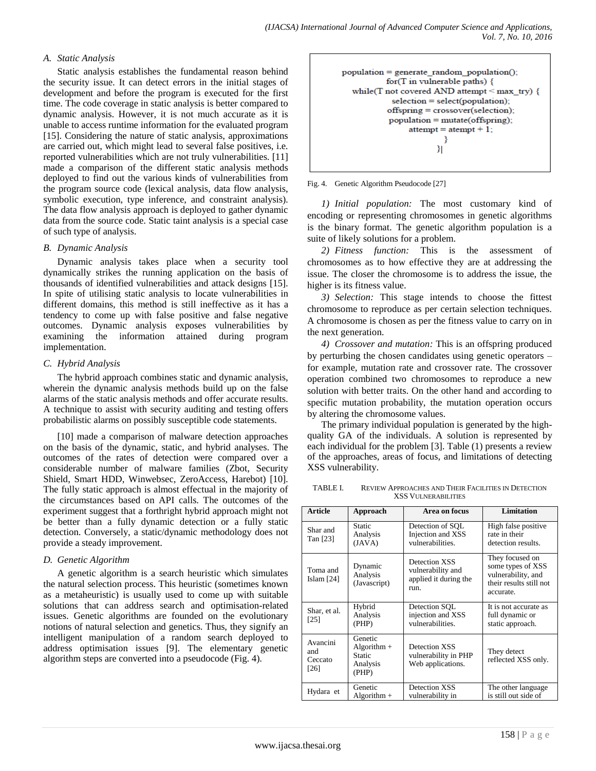### A. Static Analysis

Static analysis establishes the fundamental reason behind the security issue. It can detect errors in the initial stages of development and before the program is executed for the first time. The code coverage in static analysis is better compared to dynamic analysis. However, it is not much accurate as it is unable to access runtime information for the evaluated program [15]. Considering the nature of static analysis, approximations are carried out, which might lead to several false positives, i.e. reported vulnerabilities which are not truly vulnerabilities. [11] made a comparison of the different static analysis methods deployed to find out the various kinds of vulnerabilities from the program source code (lexical analysis, data flow analysis, symbolic execution, type inference, and constraint analysis). The data flow analysis approach is deployed to gather dynamic data from the source code. Static taint analysis is a special case of such type of analysis.

### B. Dynamic Analysis

Dynamic analysis takes place when a security tool dynamically strikes the running application on the basis of thousands of identified vulnerabilities and attack designs [15]. In spite of utilising static analysis to locate vulnerabilities in different domains, this method is still ineffective as it has a tendency to come up with false positive and false negative outcomes. Dynamic analysis exposes vulnerabilities by examining the information attained during program implementation.

### C. Hybrid Analysis

The hybrid approach combines static and dynamic analysis, wherein the dynamic analysis methods build up on the false alarms of the static analysis methods and offer accurate results. A technique to assist with security auditing and testing offers probabilistic alarms on possibly susceptible code statements.

[10] made a comparison of malware detection approaches on the basis of the dynamic, static, and hybrid analyses. The outcomes of the rates of detection were compared over a considerable number of malware families (Zbot, Security Shield, Smart HDD, Winwebsec, ZeroAccess, Harebot) [10]. The fully static approach is almost effectual in the majority of the circumstances based on API calls. The outcomes of the experiment suggest that a forthright hybrid approach might not be better than a fully dynamic detection or a fully static detection. Conversely, a static/dynamic methodology does not provide a steady improvement.

### D. Genetic Algorithm

A genetic algorithm is a search heuristic which simulates the natural selection process. This heuristic (sometimes known as a metaheuristic) is usually used to come up with suitable solutions that can address search and optimisation-related issues. Genetic algorithms are founded on the evolutionary notions of natural selection and genetics. Thus, they signify an intelligent manipulation of a random search deployed to address optimisation issues [9]. The elementary genetic algorithm steps are converted into a pseudocode (Fig. 4).

```
population = generate_random_population();
for(T in vulnerable paths) {
  while(T not covered AND attempt < max_try) {
    selection = select(population);
    offspring = crossover(selection);
    population = mutate(offspring);
    attempt = atempt + 1;
  }
}
```

Fig. 4. Genetic Algorithm Pseudocode [27]

*1) Initial population:* The most customary kind of encoding or representing chromosomes in genetic algorithms is the binary format. The genetic algorithm population is a suite of likely solutions for a problem.

*2) Fitness function:* This is the assessment of chromosomes as to how effective they are at addressing the issue. The closer the chromosome is to address the issue, the higher is its fitness value.

*3) Selection:* This stage intends to choose the fittest chromosome to reproduce as per certain selection techniques. A chromosome is chosen as per the fitness value to carry on in the next generation.

*4) Crossover and mutation:* This is an offspring produced by perturbing the chosen candidates using genetic operators – for example, mutation rate and crossover rate. The crossover operation combined two chromosomes to reproduce a new solution with better traits. On the other hand and according to specific mutation probability, the mutation operation occurs by altering the chromosome values.

The primary individual population is generated by the high-quality GA of the individuals. A solution is represented by each individual for the problem [3]. Table (1) presents a review of the approaches, areas of focus, and limitations of detecting XSS vulnerability.

TABLE I. REVIEW APPROACHES AND THEIR FACILITIES IN DETECTION XSS VULNERABILITIES

| Article | Approach | Area on focus | Limitation |
|---|---|---|---|
| Shar and Tan [23] | Static Analysis (JAVA) | Detection of SQL Injection and XSS vulnerabilities. | High false positive rate in their detection results. |
| Toma and Islam [24] | Dynamic Analysis (Javascript) | Detection XSS vulnerability and applied it during the run. | They focused on some types of XSS vulnerability, and their results still not accurate. |
| Shar, et al. [25] | Hybrid Analysis (PHP) | Detection SQL injection and XSS vulnerabilities. | It is not accurate as full dynamic or static approach. |
| Avancini and Ceccato [26] | Genetic Algorithm + Static Analysis (PHP) | Detection XSS vulnerability in PHP Web applications. | They detect reflected XSS only. |
| Hydara et | Genetic Algorithm + | Detection XSS vulnerability in | The other language is still out side of |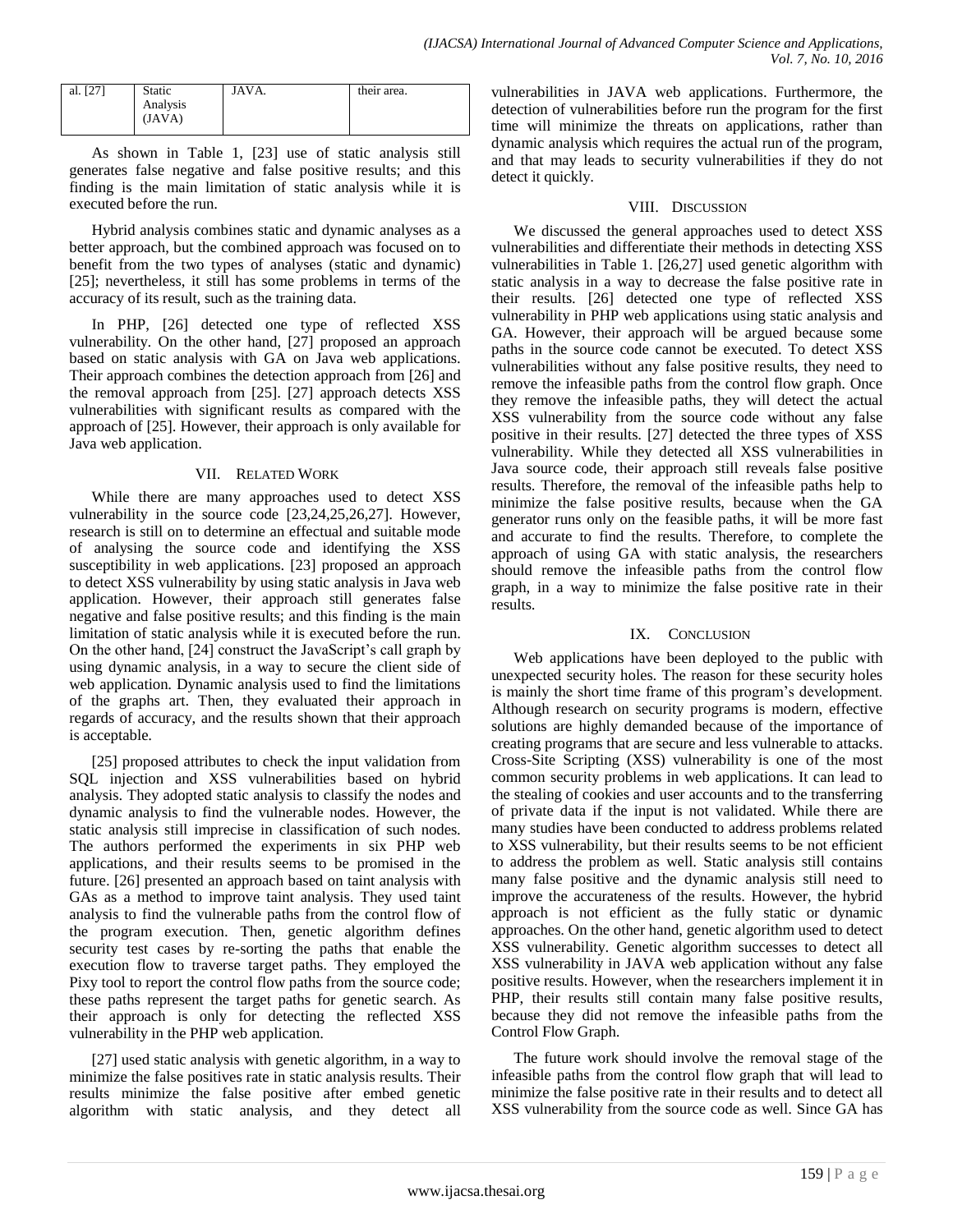| al. [27] | Static Analysis (JAVA) | JAVA. | their area. |
|---|---|---|---|

As shown in Table 1, [23] use of static analysis still generates false negative and false positive results; and this finding is the main limitation of static analysis while it is executed before the run.

Hybrid analysis combines static and dynamic analyses as a better approach, but the combined approach was focused on to benefit from the two types of analyses (static and dynamic) [25]; nevertheless, it still has some problems in terms of the accuracy of its result, such as the training data.

In PHP, [26] detected one type of reflected XSS vulnerability. On the other hand, [27] proposed an approach based on static analysis with GA on Java web applications. Their approach combines the detection approach from [26] and the removal approach from [25]. [27] approach detects XSS vulnerabilities with significant results as compared with the approach of [25]. However, their approach is only available for Java web application.

## VII. Related Work

While there are many approaches used to detect XSS vulnerability in the source code [23,24,25,26,27]. However, research is still on to determine an effectual and suitable mode of analysing the source code and identifying the XSS susceptibility in web applications. [23] proposed an approach to detect XSS vulnerability by using static analysis in Java web application. However, their approach still generates false negative and false positive results; and this finding is the main limitation of static analysis while it is executed before the run. On the other hand, [24] construct the JavaScript's call graph by using dynamic analysis, in a way to secure the client side of web application. Dynamic analysis used to find the limitations of the graphs art. Then, they evaluated their approach in regards of accuracy, and the results shown that their approach is acceptable.

[25] proposed attributes to check the input validation from SQL injection and XSS vulnerabilities based on hybrid analysis. They adopted static analysis to classify the nodes and dynamic analysis to find the vulnerable nodes. However, the static analysis still imprecise in classification of such nodes. The authors performed the experiments in six PHP web applications, and their results seems to be promised in the future. [26] presented an approach based on taint analysis with GAs as a method to improve taint analysis. They used taint analysis to find the vulnerable paths from the control flow of the program execution. Then, genetic algorithm defines security test cases by re-sorting the paths that enable the execution flow to traverse target paths. They employed the Pixy tool to report the control flow paths from the source code; these paths represent the target paths for genetic search. As their approach is only for detecting the reflected XSS vulnerability in the PHP web application.

[27] used static analysis with genetic algorithm, in a way to minimize the false positives rate in static analysis results. Their results minimize the false positive after embed genetic algorithm with static analysis, and they detect all vulnerabilities in JAVA web applications. Furthermore, the detection of vulnerabilities before run the program for the first time will minimize the threats on applications, rather than dynamic analysis which requires the actual run of the program, and that may leads to security vulnerabilities if they do not detect it quickly.

## VIII. Discussion

We discussed the general approaches used to detect XSS vulnerabilities and differentiate their methods in detecting XSS vulnerabilities in Table 1. [26,27] used genetic algorithm with static analysis in a way to decrease the false positive rate in their results. [26] detected one type of reflected XSS vulnerability in PHP web applications using static analysis and GA. However, their approach will be argued because some paths in the source code cannot be executed. To detect XSS vulnerabilities without any false positive results, they need to remove the infeasible paths from the control flow graph. Once they remove the infeasible paths, they will detect the actual XSS vulnerability from the source code without any false positive in their results. [27] detected the three types of XSS vulnerability. While they detected all XSS vulnerabilities in Java source code, their approach still reveals false positive results. Therefore, the removal of the infeasible paths help to minimize the false positive results, because when the GA generator runs only on the feasible paths, it will be more fast and accurate to find the results. Therefore, to complete the approach of using GA with static analysis, the researchers should remove the infeasible paths from the control flow graph, in a way to minimize the false positive rate in their results.

## IX. Conclusion

Web applications have been deployed to the public with unexpected security holes. The reason for these security holes is mainly the short time frame of this program's development. Although research on security programs is modern, effective solutions are highly demanded because of the importance of creating programs that are secure and less vulnerable to attacks. Cross-Site Scripting (XSS) vulnerability is one of the most common security problems in web applications. It can lead to the stealing of cookies and user accounts and to the transferring of private data if the input is not validated. While there are many studies have been conducted to address problems related to XSS vulnerability, but their results seems to be not efficient to address the problem as well. Static analysis still contains many false positive and the dynamic analysis still need to improve the accurateness of the results. However, the hybrid approach is not efficient as the fully static or dynamic approaches. On the other hand, genetic algorithm used to detect XSS vulnerability. Genetic algorithm successes to detect all XSS vulnerability in JAVA web application without any false positive results. However, when the researchers implement it in PHP, their results still contain many false positive results, because they did not remove the infeasible paths from the Control Flow Graph.

The future work should involve the removal stage of the infeasible paths from the control flow graph that will lead to minimize the false positive rate in their results and to detect all XSS vulnerability from the source code as well. Since GA has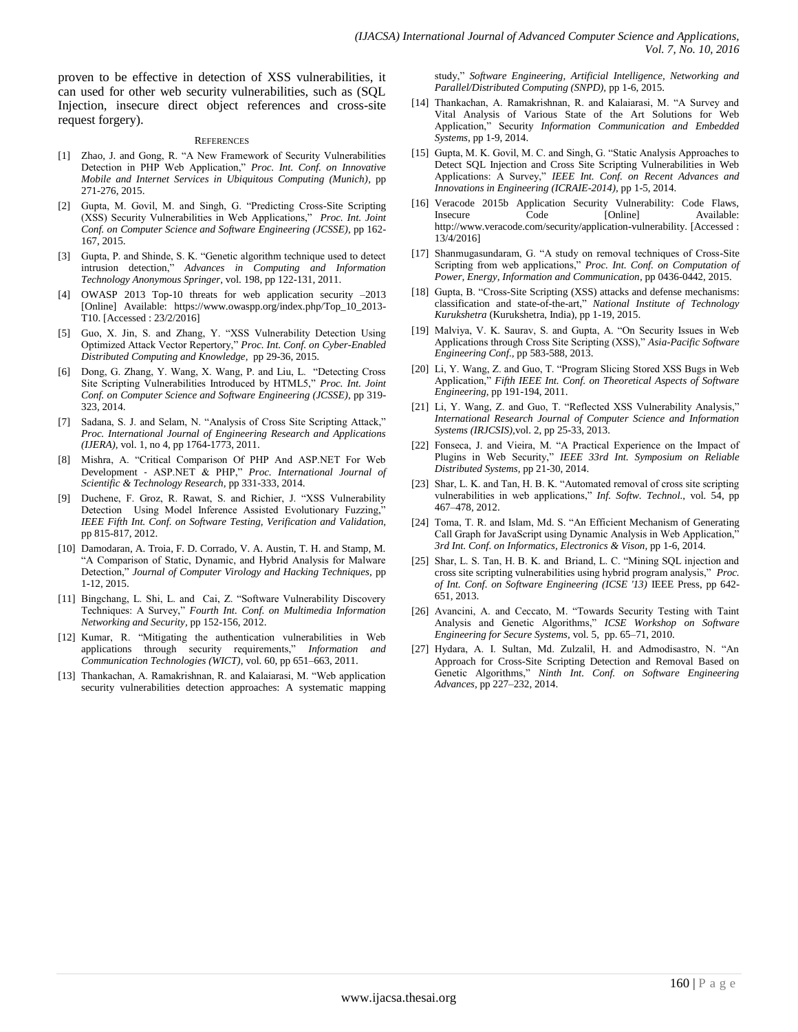proven to be effective in detection of XSS vulnerabilities, it can used for other web security vulnerabilities, such as (SQL Injection, insecure direct object references and cross-site request forgery).

## References

[1] Zhao, J. and Gong, R. "A New Framework of Security Vulnerabilities Detection in PHP Web Application," *Proc. Int. Conf. on Innovative Mobile and Internet Services in Ubiquitous Computing (Munich)*, pp 271-276, 2015.

[2] Gupta, M. Govil, M. and Singh, G. "Predicting Cross-Site Scripting (XSS) Security Vulnerabilities in Web Applications," *Proc. Int. Joint Conf. on Computer Science and Software Engineering (JCSSE)*, pp 162-167, 2015.

[3] Gupta, P. and Shinde, S. K. "Genetic algorithm technique used to detect intrusion detection," *Advances in Computing and Information Technology Anonymous Springer*, vol. 198, pp 122-131, 2011.

[4] OWASP 2013 Top-10 threats for web application security –2013 [Online] Available: https://www.owaspp.org/index.php/Top_10_2013-T10. [Accessed : 23/2/2016]

[5] Guo, X. Jin, S. and Zhang, Y. "XSS Vulnerability Detection Using Optimized Attack Vector Repertory," *Proc. Int. Conf. on Cyber-Enabled Distributed Computing and Knowledge*, pp 29-36, 2015.

[6] Dong, G. Zhang, Y. Wang, X. Wang, P. and Liu, L. "Detecting Cross Site Scripting Vulnerabilities Introduced by HTML5," *Proc. Int. Joint Conf. on Computer Science and Software Engineering (JCSSE)*, pp 319-323, 2014.

[7] Sadana, S. J. and Selam, N. "Analysis of Cross Site Scripting Attack," *Proc. International Journal of Engineering Research and Applications (IJERA)*, vol. 1, no 4, pp 1764-1773, 2011.

[8] Mishra, A. "Critical Comparison Of PHP And ASP.NET For Web Development - ASP.NET & PHP," *Proc. International Journal of Scientific & Technology Research*, pp 331-333, 2014.

[9] Duchene, F. Groz, R. Rawat, S. and Richier, J. "XSS Vulnerability Detection Using Model Inference Assisted Evolutionary Fuzzing," *IEEE Fifth Int. Conf. on Software Testing, Verification and Validation*, pp 815-817, 2012.

[10] Damodaran, A. Troia, F. D. Corrado, V. A. Austin, T. H. and Stamp, M. "A Comparison of Static, Dynamic, and Hybrid Analysis for Malware Detection," *Journal of Computer Virology and Hacking Techniques*, pp 1-12, 2015.

[11] Bingchang, L. Shi, L. and Cai, Z. "Software Vulnerability Discovery Techniques: A Survey," *Fourth Int. Conf. on Multimedia Information Networking and Security*, pp 152-156, 2012.

[12] Kumar, R. "Mitigating the authentication vulnerabilities in Web applications through security requirements," *Information and Communication Technologies (WICT)*, vol. 60, pp 651–663, 2011.

[13] Thankachan, A. Ramakrishnan, R. and Kalaiarasi, M. "Web application security vulnerabilities detection approaches: A systematic mapping study," *Software Engineering, Artificial Intelligence, Networking and Parallel/Distributed Computing (SNPD)*, pp 1-6, 2015.

[14] Thankachan, A. Ramakrishnan, R. and Kalaiarasi, M. "A Survey and Vital Analysis of Various State of the Art Solutions for Web Application," Security *Information Communication and Embedded Systems*, pp 1-9, 2014.

[15] Gupta, M. K. Govil, M. C. and Singh, G. "Static Analysis Approaches to Detect SQL Injection and Cross Site Scripting Vulnerabilities in Web Applications: A Survey," *IEEE Int. Conf. on Recent Advances and Innovations in Engineering (ICRAIE-2014)*, pp 1-5, 2014.

[16] Veracode 2015b Application Security Vulnerability: Code Flaws, Insecure Code [Online] Available: http://www.veracode.com/security/application-vulnerability. [Accessed : 13/4/2016]

[17] Shanmugasundaram, G. "A study on removal techniques of Cross-Site Scripting from web applications," *Proc. Int. Conf. on Computation of Power, Energy, Information and Communication*, pp 0436-0442, 2015.

[18] Gupta, B. "Cross-Site Scripting (XSS) attacks and defense mechanisms: classification and state-of-the-art," *National Institute of Technology Kurukshetra* (Kurukshetra, India), pp 1-19, 2015.

[19] Malviya, V. K. Saurav, S. and Gupta, A. "On Security Issues in Web Applications through Cross Site Scripting (XSS)," *Asia-Pacific Software Engineering Conf.*, pp 583-588, 2013.

[20] Li, Y. Wang, Z. and Guo, T. "Program Slicing Stored XSS Bugs in Web Application," *Fifth IEEE Int. Conf. on Theoretical Aspects of Software Engineering*, pp 191-194, 2011.

[21] Li, Y. Wang, Z. and Guo, T. "Reflected XSS Vulnerability Analysis," *International Research Journal of Computer Science and Information Systems (IRJCSIS)*,vol. 2, pp 25-33, 2013.

[22] Fonseca, J. and Vieira, M. "A Practical Experience on the Impact of Plugins in Web Security," *IEEE 33rd Int. Symposium on Reliable Distributed Systems*, pp 21-30, 2014.

[23] Shar, L. K. and Tan, H. B. K. "Automated removal of cross site scripting vulnerabilities in web applications," *Inf. Softw. Technol.*, vol. 54, pp 467–478, 2012.

[24] Toma, T. R. and Islam, Md. S. "An Efficient Mechanism of Generating Call Graph for JavaScript using Dynamic Analysis in Web Application," *3rd Int. Conf. on Informatics, Electronics & Vison*, pp 1-6, 2014.

[25] Shar, L. S. Tan, H. B. K. and Briand, L. C. "Mining SQL injection and cross site scripting vulnerabilities using hybrid program analysis," *Proc. of Int. Conf. on Software Engineering (ICSE '13)* IEEE Press, pp 642-651, 2013.

[26] Avancini, A. and Ceccato, M. "Towards Security Testing with Taint Analysis and Genetic Algorithms," *ICSE Workshop on Software Engineering for Secure Systems*, vol. 5, pp. 65–71, 2010.

[27] Hydara, A. I. Sultan, Md. Zulzalil, H. and Admodisastro, N. "An Approach for Cross-Site Scripting Detection and Removal Based on Genetic Algorithms," *Ninth Int. Conf. on Software Engineering Advances*, pp 227–232, 2014.